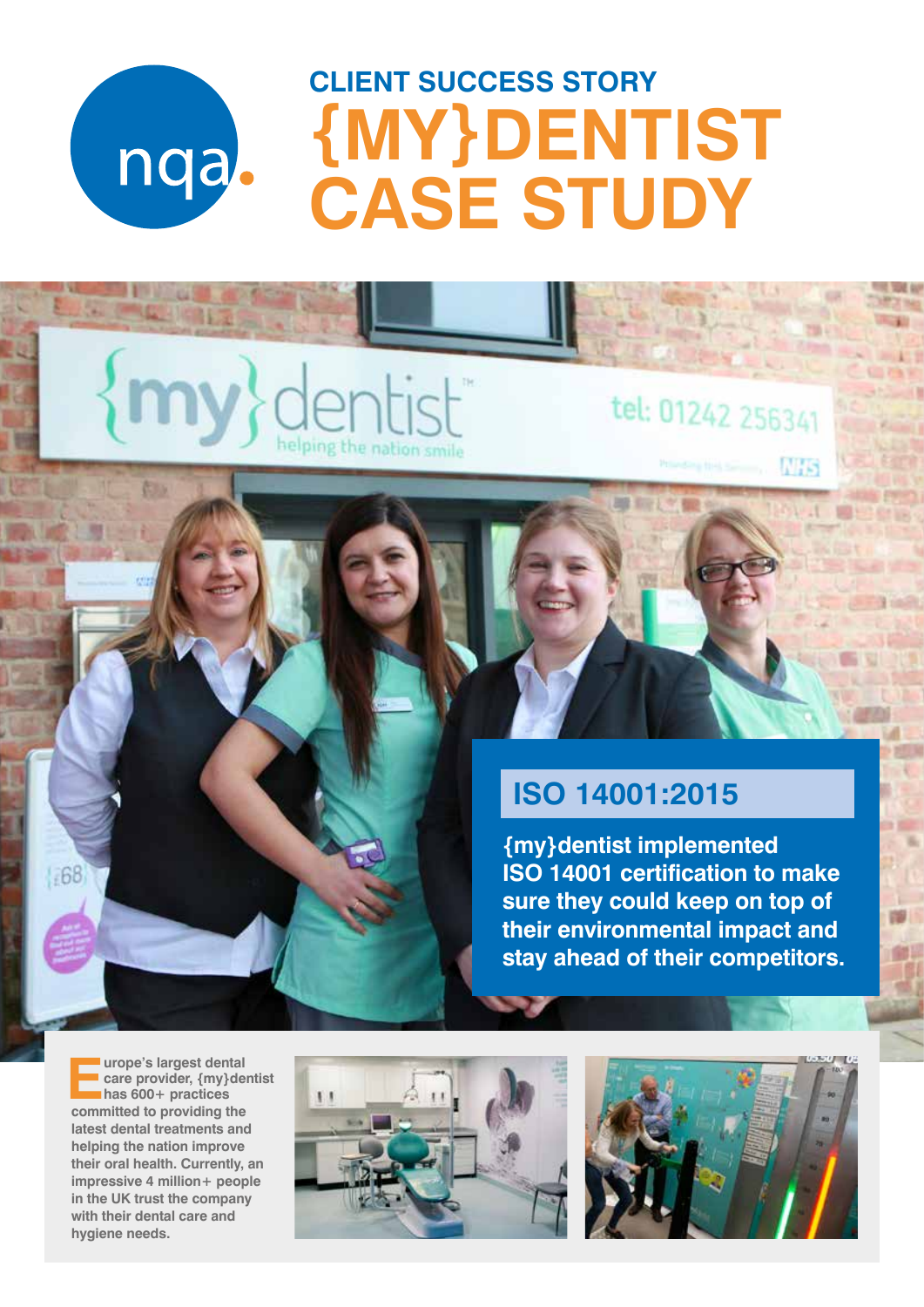nqa.

## CLIENT SUCCESS STORY

# {MY}DENTIST CASE STUDY

## ISO 14001:2015

**{my}dentist implemented ISO 14001 certification to make sure they could keep on top of their environmental impact and stay ahead of their competitors.**

**Europe's largest dental care provider, {my}dentist has 600+ practices committed to providing the latest dental treatments and helping the nation improve their oral health. Currently, an impressive 4 million+ people in the UK trust the company with their dental care and hygiene needs.**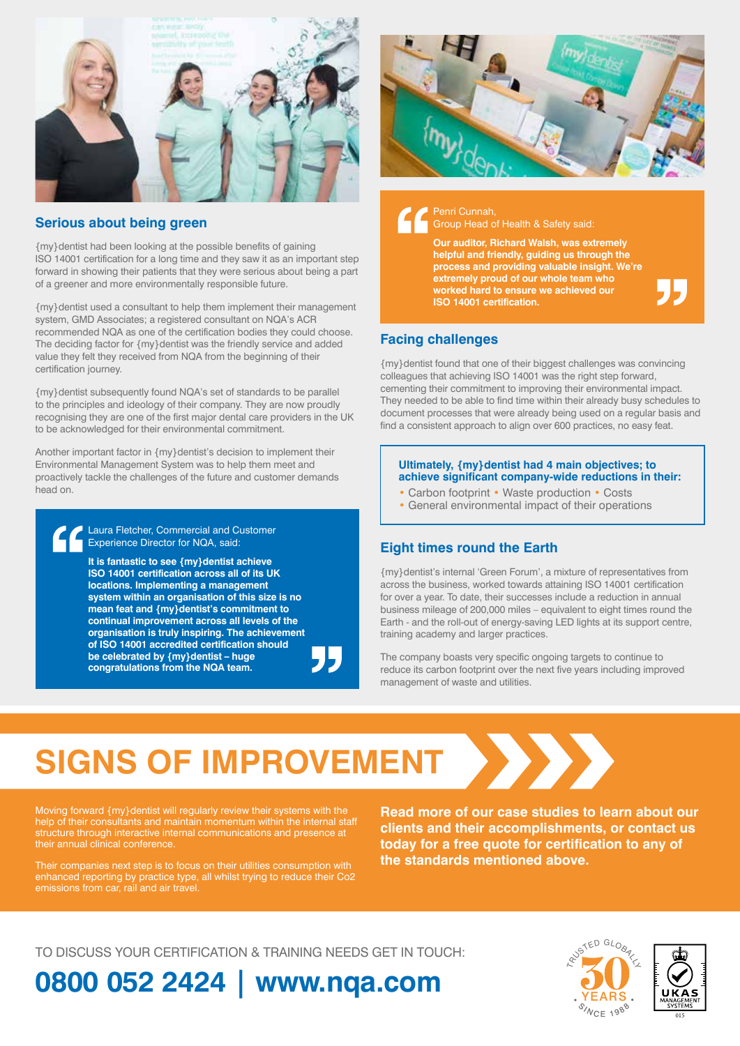## Serious about being green

{my}dentist had been looking at the possible benefits of gaining ISO 14001 certification for a long time and they saw it as an important step forward in showing their patients that they were serious about being a part of a greener and more environmentally responsible future.

{my}dentist used a consultant to help them implement their management system, GMD Associates; a registered consultant on NQA's ACR recommended NQA as one of the certification bodies they could choose. The deciding factor for {my}dentist was the friendly service and added value they felt they received from NQA from the beginning of their certification journey.

{my}dentist subsequently found NQA's set of standards to be parallel to the principles and ideology of their company. They are now proudly recognising they are one of the first major dental care providers in the UK to be acknowledged for their environmental commitment.

Another important factor in {my}dentist's decision to implement their Environmental Management System was to help them meet and proactively tackle the challenges of the future and customer demands head on.

> Laura Fletcher, Commercial and Customer Experience Director for NQA, said:
>
> **It is fantastic to see {my}dentist achieve ISO 14001 certification across all of its UK locations. Implementing a management system within an organisation of this size is no mean feat and {my}dentist's commitment to continual improvement across all levels of the organisation is truly inspiring. The achievement of ISO 14001 accredited certification should be celebrated by {my}dentist – huge congratulations from the NQA team.**

> Penri Cunnah,
> Group Head of Health & Safety said:
>
> **Our auditor, Richard Walsh, was extremely helpful and friendly, guiding us through the process and providing valuable insight. We're extremely proud of our whole team who worked hard to ensure we achieved our ISO 14001 certification.**

## Facing challenges

{my}dentist found that one of their biggest challenges was convincing colleagues that achieving ISO 14001 was the right step forward, cementing their commitment to improving their environmental impact. They needed to be able to find time within their already busy schedules to document processes that were already being used on a regular basis and find a consistent approach to align over 600 practices, no easy feat.

**Ultimately, {my}dentist had 4 main objectives; to achieve significant company-wide reductions in their:**

- Carbon footprint
- Waste production
- Costs
- General environmental impact of their operations

## Eight times round the Earth

{my}dentist's internal 'Green Forum', a mixture of representatives from across the business, worked towards attaining ISO 14001 certification for over a year. To date, their successes include a reduction in annual business mileage of 200,000 miles – equivalent to eight times round the Earth - and the roll-out of energy-saving LED lights at its support centre, training academy and larger practices.

The company boasts very specific ongoing targets to continue to reduce its carbon footprint over the next five years including improved management of waste and utilities.

# SIGNS OF IMPROVEMENT

Moving forward {my}dentist will regularly review their systems with the help of their consultants and maintain momentum within the internal staff structure through interactive internal communications and presence at their annual clinical conference.

Their companies next step is to focus on their utilities consumption with enhanced reporting by practice type, all whilst trying to reduce their Co2 emissions from car, rail and air travel.

**Read more of our case studies to learn about our clients and their accomplishments, or contact us today for a free quote for certification to any of the standards mentioned above.**

TO DISCUSS YOUR CERTIFICATION & TRAINING NEEDS GET IN TOUCH:

**0800 052 2424 | www.nqa.com**

TRUSTED GLOBALLY 30 YEARS SINCE 1988

UKAS MANAGEMENT SYSTEMS 015